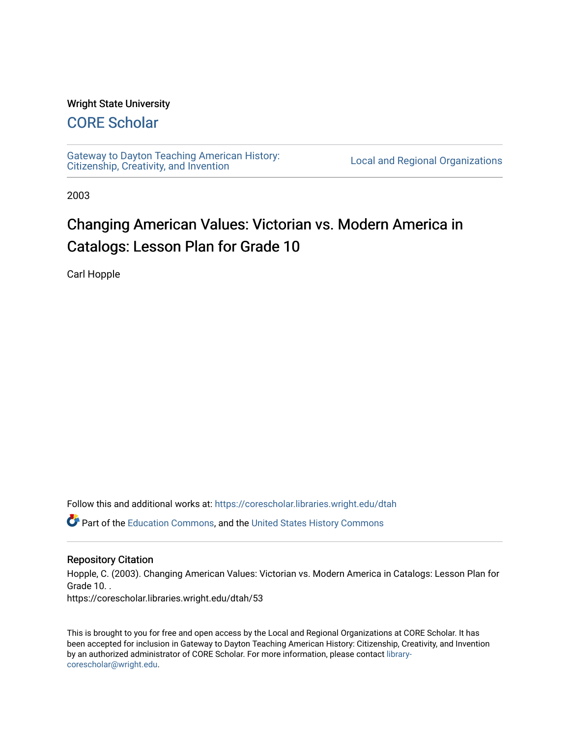Wright State University

## CORE Scholar

Gateway to Dayton Teaching American History: Citizenship, Creativity, and Invention | Local and Regional Organizations

2003

# Changing American Values: Victorian vs. Modern America in Catalogs: Lesson Plan for Grade 10

Carl Hopple

Follow this and additional works at: https://corescholar.libraries.wright.edu/dtah

Part of the Education Commons, and the United States History Commons

### Repository Citation

Hopple, C. (2003). Changing American Values: Victorian vs. Modern America in Catalogs: Lesson Plan for Grade 10. .
https://corescholar.libraries.wright.edu/dtah/53

This is brought to you for free and open access by the Local and Regional Organizations at CORE Scholar. It has been accepted for inclusion in Gateway to Dayton Teaching American History: Citizenship, Creativity, and Invention by an authorized administrator of CORE Scholar. For more information, please contact library-corescholar@wright.edu.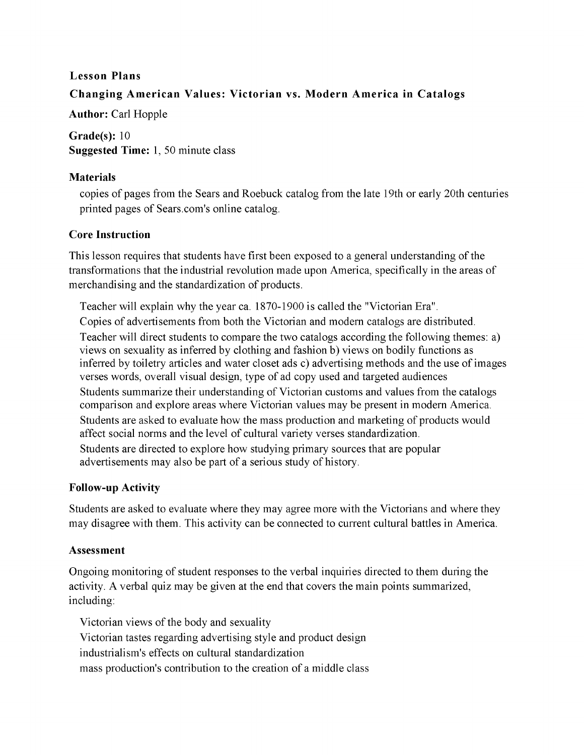**Lesson Plans**

**Changing American Values: Victorian vs. Modern America in Catalogs**

**Author:** Carl Hopple

**Grade(s):** 10
**Suggested Time:** 1, 50 minute class

### Materials

- copies of pages from the Sears and Roebuck catalog from the late 19th or early 20th centuries
- printed pages of Sears.com's online catalog.

### Core Instruction

This lesson requires that students have first been exposed to a general understanding of the transformations that the industrial revolution made upon America, specifically in the areas of merchandising and the standardization of products.

- Teacher will explain why the year ca. 1870-1900 is called the "Victorian Era".
- Copies of advertisements from both the Victorian and modern catalogs are distributed.
- Teacher will direct students to compare the two catalogs according the following themes: a) views on sexuality as inferred by clothing and fashion b) views on bodily functions as inferred by toiletry articles and water closet ads c) advertising methods and the use of images verses words, overall visual design, type of ad copy used and targeted audiences
- Students summarize their understanding of Victorian customs and values from the catalogs comparison and explore areas where Victorian values may be present in modern America.
- Students are asked to evaluate how the mass production and marketing of products would affect social norms and the level of cultural variety verses standardization.
- Students are directed to explore how studying primary sources that are popular advertisements may also be part of a serious study of history.

### Follow-up Activity

Students are asked to evaluate where they may agree more with the Victorians and where they may disagree with them. This activity can be connected to current cultural battles in America.

### Assessment

Ongoing monitoring of student responses to the verbal inquiries directed to them during the activity. A verbal quiz may be given at the end that covers the main points summarized, including:

- Victorian views of the body and sexuality
- Victorian tastes regarding advertising style and product design
- industrialism's effects on cultural standardization
- mass production's contribution to the creation of a middle class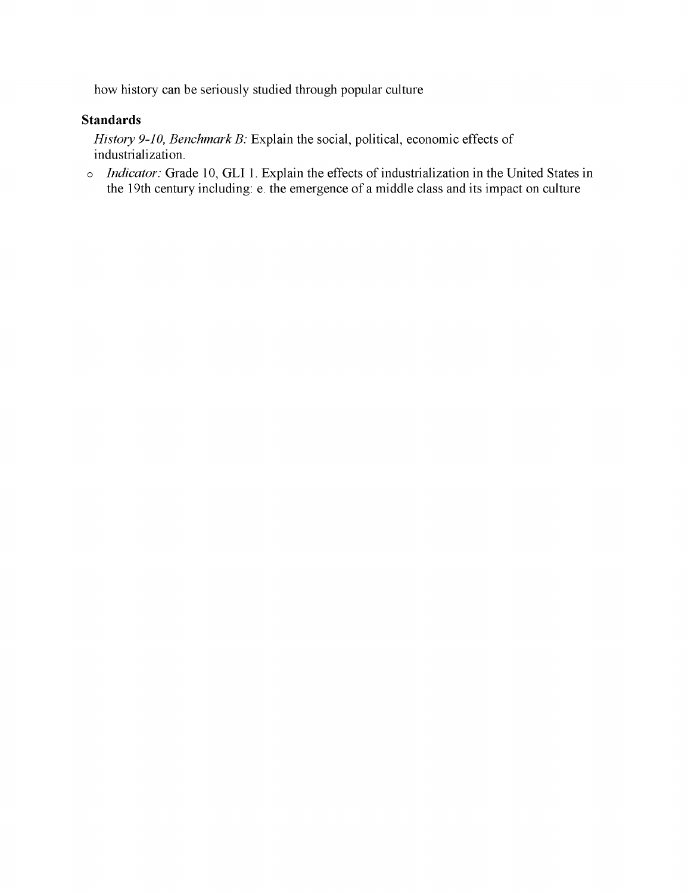how history can be seriously studied through popular culture

## Standards

*History 9-10, Benchmark B:* Explain the social, political, economic effects of industrialization.

- *Indicator:* Grade 10, GLI 1. Explain the effects of industrialization in the United States in the 19th century including: e. the emergence of a middle class and its impact on culture